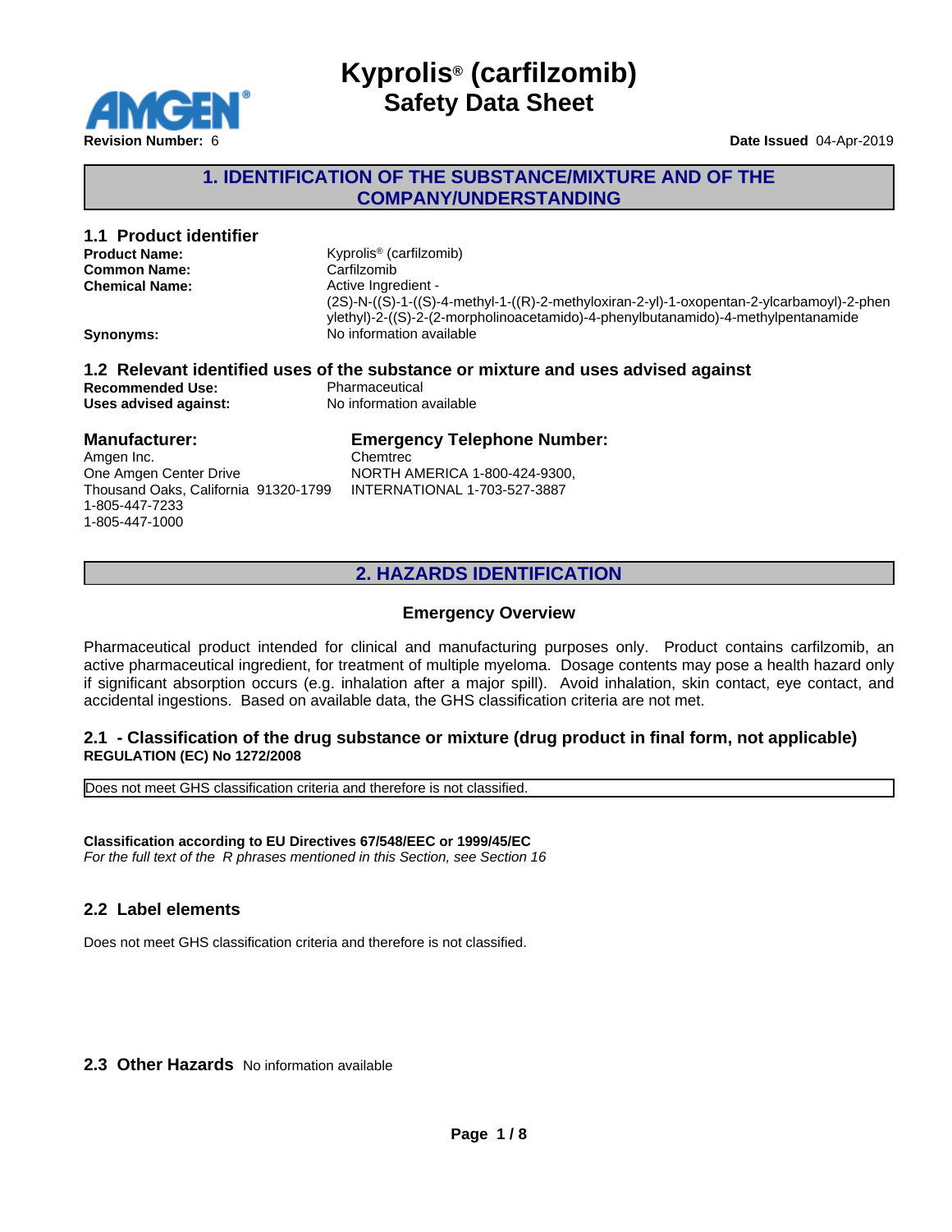# Kyprolis® (carfilzomib)
## Safety Data Sheet

**Revision Number:** 6

**Date Issued** 04-Apr-2019

## 1. IDENTIFICATION OF THE SUBSTANCE/MIXTURE AND OF THE COMPANY/UNDERSTANDING

### 1.1 Product identifier

**Product Name:** Kyprolis® (carfilzomib)

**Common Name:** Carfilzomib

**Chemical Name:** Active Ingredient - (2S)-N-((S)-1-((S)-4-methyl-1-((R)-2-methyloxiran-2-yl)-1-oxopentan-2-ylcarbamoyl)-2-phenylethyl)-2-((S)-2-(2-morpholinoacetamido)-4-phenylbutanamido)-4-methylpentanamide

**Synonyms:** No information available

### 1.2 Relevant identified uses of the substance or mixture and uses advised against

**Recommended Use:** Pharmaceutical

**Uses advised against:** No information available

### Manufacturer:

Amgen Inc.
One Amgen Center Drive
Thousand Oaks, California 91320-1799
1-805-447-7233
1-805-447-1000

### Emergency Telephone Number:

Chemtrec
NORTH AMERICA 1-800-424-9300,
INTERNATIONAL 1-703-527-3887

## 2. HAZARDS IDENTIFICATION

### Emergency Overview

Pharmaceutical product intended for clinical and manufacturing purposes only. Product contains carfilzomib, an active pharmaceutical ingredient, for treatment of multiple myeloma. Dosage contents may pose a health hazard only if significant absorption occurs (e.g. inhalation after a major spill). Avoid inhalation, skin contact, eye contact, and accidental ingestions. Based on available data, the GHS classification criteria are not met.

### 2.1 - Classification of the drug substance or mixture (drug product in final form, not applicable)

**REGULATION (EC) No 1272/2008**

Does not meet GHS classification criteria and therefore is not classified.

**Classification according to EU Directives 67/548/EEC or 1999/45/EC**

*For the full text of the R phrases mentioned in this Section, see Section 16*

### 2.2 Label elements

Does not meet GHS classification criteria and therefore is not classified.

### 2.3 Other Hazards

No information available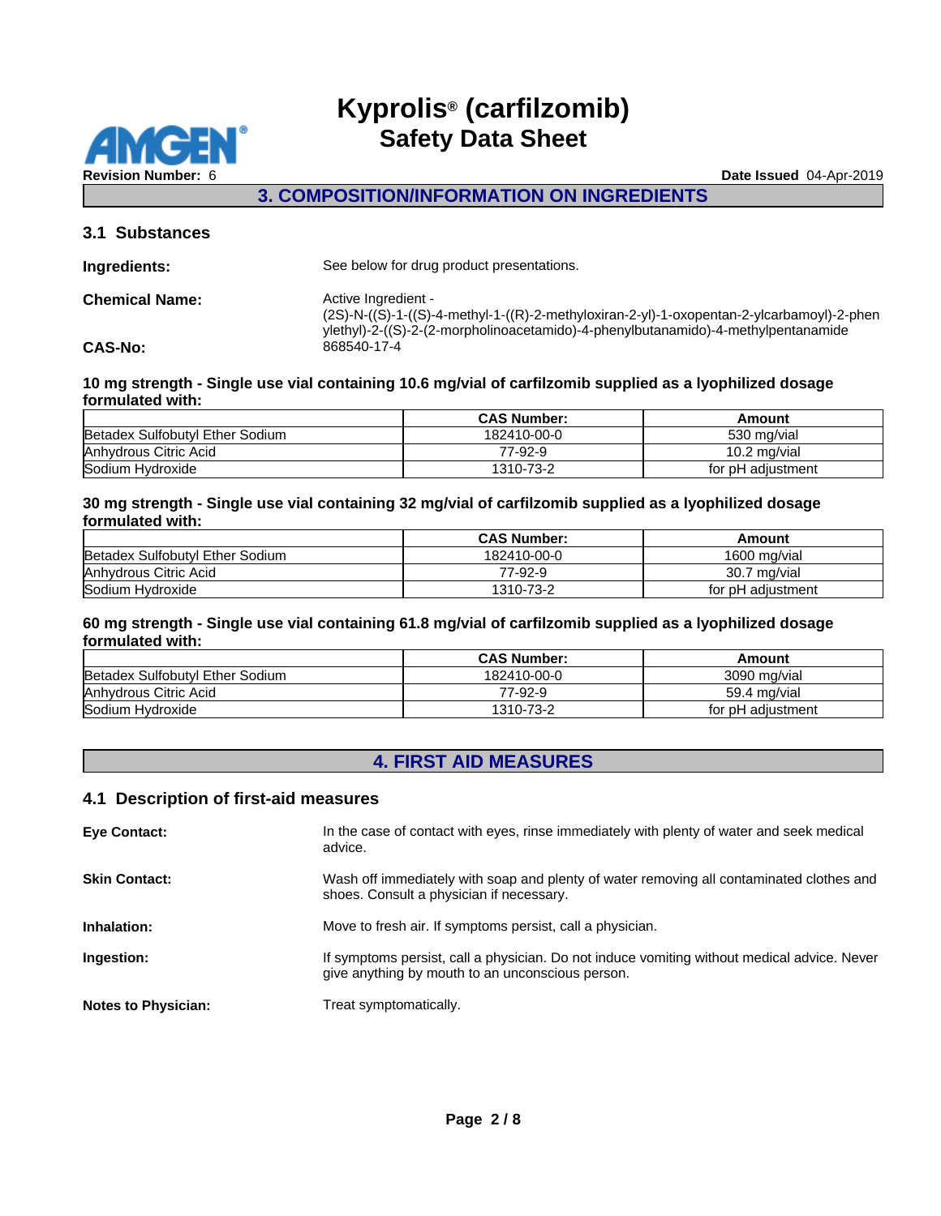## 3. COMPOSITION/INFORMATION ON INGREDIENTS

### 3.1 Substances

**Ingredients:** See below for drug product presentations.

**Chemical Name:** Active Ingredient - (2S)-N-((S)-1-((S)-4-methyl-1-((R)-2-methyloxiran-2-yl)-1-oxopentan-2-ylcarbamoyl)-2-phenylethyl)-2-((S)-2-(2-morpholinoacetamido)-4-phenylbutanamido)-4-methylpentanamide

**CAS-No:** 868540-17-4

**10 mg strength - Single use vial containing 10.6 mg/vial of carfilzomib supplied as a lyophilized dosage formulated with:**

| | CAS Number: | Amount |
|---|---|---|
| Betadex Sulfobutyl Ether Sodium | 182410-00-0 | 530 mg/vial |
| Anhydrous Citric Acid | 77-92-9 | 10.2 mg/vial |
| Sodium Hydroxide | 1310-73-2 | for pH adjustment |

**30 mg strength - Single use vial containing 32 mg/vial of carfilzomib supplied as a lyophilized dosage formulated with:**

| | CAS Number: | Amount |
|---|---|---|
| Betadex Sulfobutyl Ether Sodium | 182410-00-0 | 1600 mg/vial |
| Anhydrous Citric Acid | 77-92-9 | 30.7 mg/vial |
| Sodium Hydroxide | 1310-73-2 | for pH adjustment |

**60 mg strength - Single use vial containing 61.8 mg/vial of carfilzomib supplied as a lyophilized dosage formulated with:**

| | CAS Number: | Amount |
|---|---|---|
| Betadex Sulfobutyl Ether Sodium | 182410-00-0 | 3090 mg/vial |
| Anhydrous Citric Acid | 77-92-9 | 59.4 mg/vial |
| Sodium Hydroxide | 1310-73-2 | for pH adjustment |

## 4. FIRST AID MEASURES

### 4.1 Description of first-aid measures

**Eye Contact:** In the case of contact with eyes, rinse immediately with plenty of water and seek medical advice.

**Skin Contact:** Wash off immediately with soap and plenty of water removing all contaminated clothes and shoes. Consult a physician if necessary.

**Inhalation:** Move to fresh air. If symptoms persist, call a physician.

**Ingestion:** If symptoms persist, call a physician. Do not induce vomiting without medical advice. Never give anything by mouth to an unconscious person.

**Notes to Physician:** Treat symptomatically.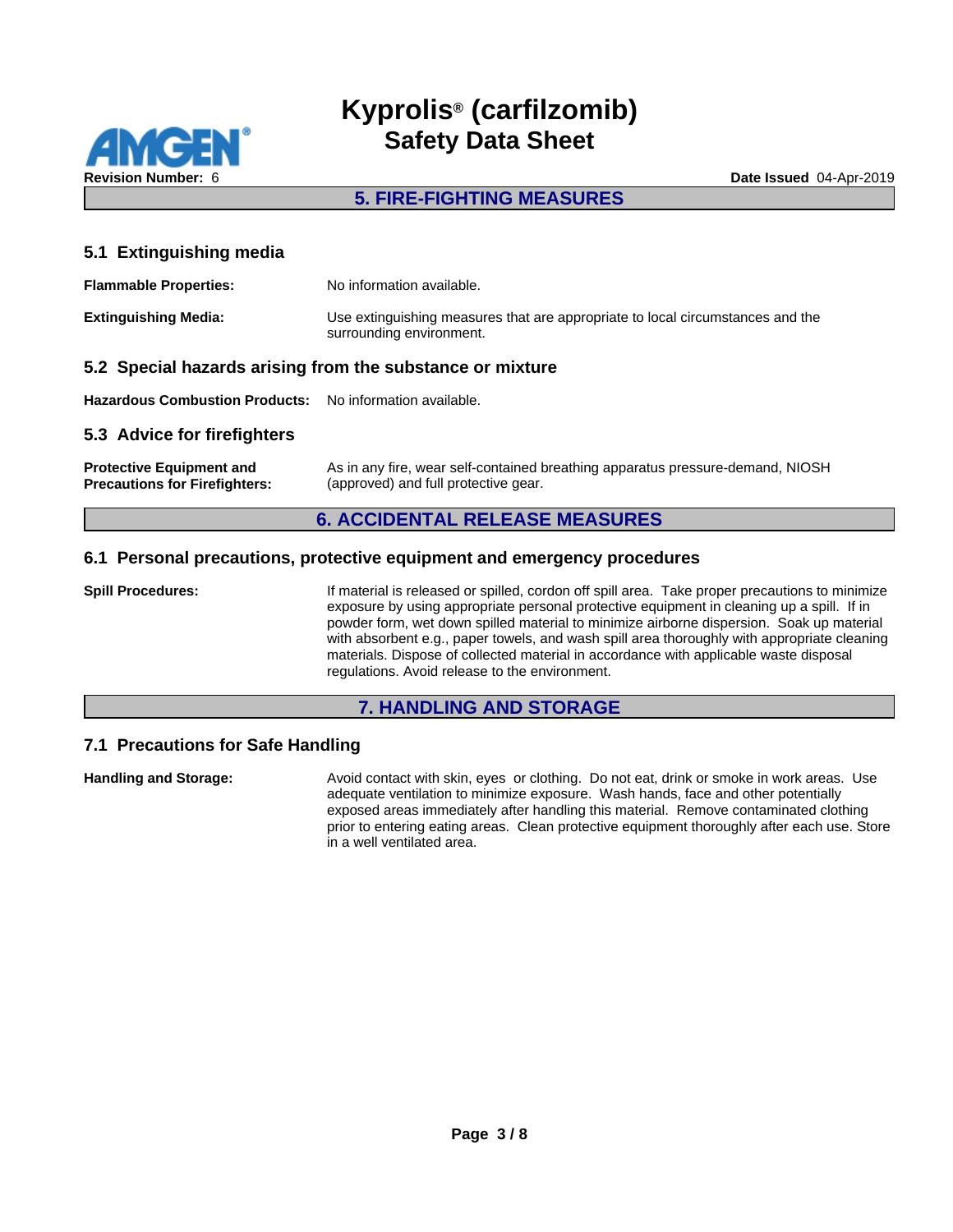## 5. FIRE-FIGHTING MEASURES

### 5.1 Extinguishing media

**Flammable Properties:** No information available.

**Extinguishing Media:** Use extinguishing measures that are appropriate to local circumstances and the surrounding environment.

### 5.2 Special hazards arising from the substance or mixture

**Hazardous Combustion Products:** No information available.

### 5.3 Advice for firefighters

**Protective Equipment and Precautions for Firefighters:** As in any fire, wear self-contained breathing apparatus pressure-demand, NIOSH (approved) and full protective gear.

## 6. ACCIDENTAL RELEASE MEASURES

### 6.1 Personal precautions, protective equipment and emergency procedures

**Spill Procedures:** If material is released or spilled, cordon off spill area. Take proper precautions to minimize exposure by using appropriate personal protective equipment in cleaning up a spill. If in powder form, wet down spilled material to minimize airborne dispersion. Soak up material with absorbent e.g., paper towels, and wash spill area thoroughly with appropriate cleaning materials. Dispose of collected material in accordance with applicable waste disposal regulations. Avoid release to the environment.

## 7. HANDLING AND STORAGE

### 7.1 Precautions for Safe Handling

**Handling and Storage:** Avoid contact with skin, eyes or clothing. Do not eat, drink or smoke in work areas. Use adequate ventilation to minimize exposure. Wash hands, face and other potentially exposed areas immediately after handling this material. Remove contaminated clothing prior to entering eating areas. Clean protective equipment thoroughly after each use. Store in a well ventilated area.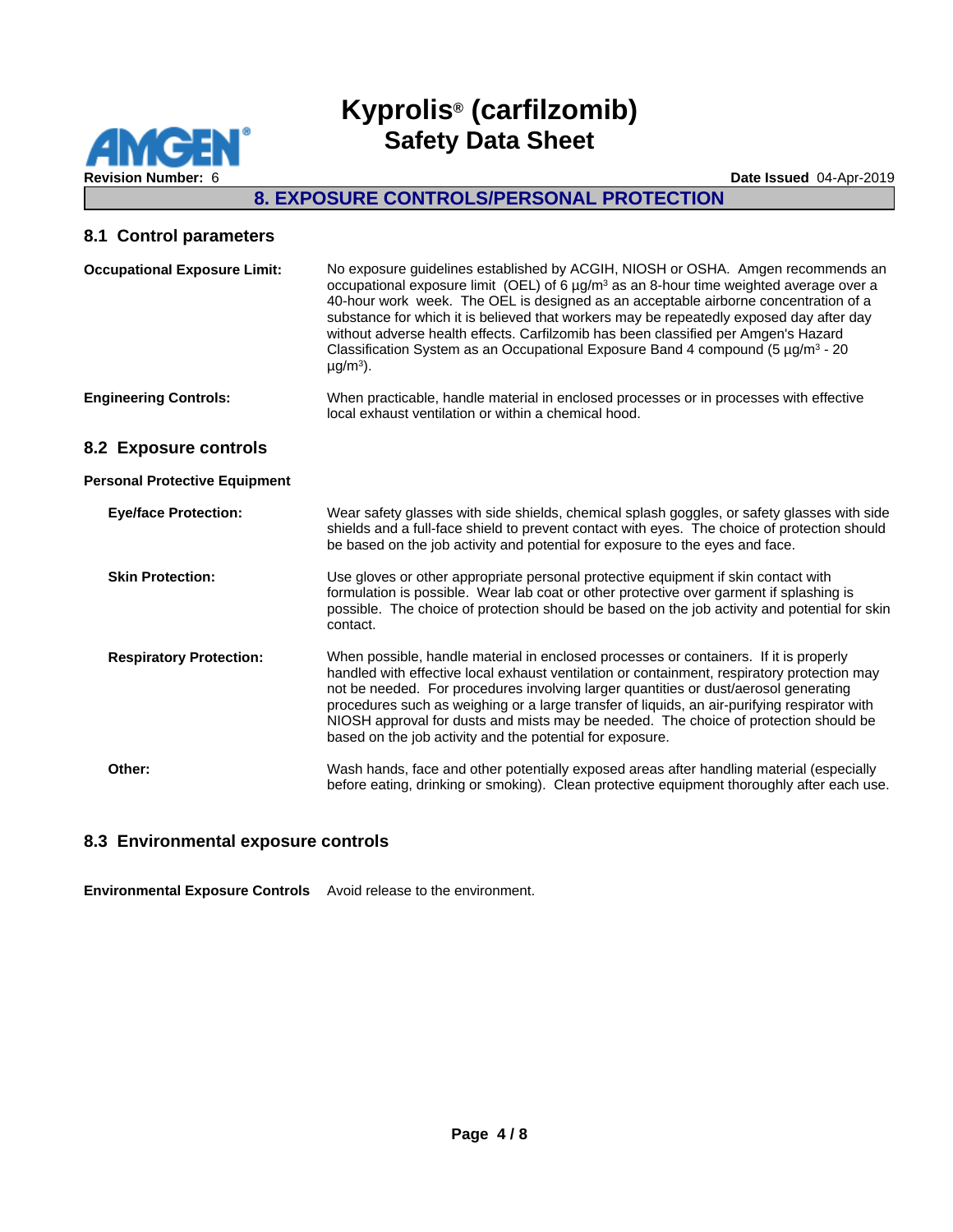## 8. EXPOSURE CONTROLS/PERSONAL PROTECTION

### 8.1 Control parameters

**Occupational Exposure Limit:** No exposure guidelines established by ACGIH, NIOSH or OSHA. Amgen recommends an occupational exposure limit (OEL) of 6 µg/m³ as an 8-hour time weighted average over a 40-hour work week. The OEL is designed as an acceptable airborne concentration of a substance for which it is believed that workers may be repeatedly exposed day after day without adverse health effects. Carfilzomib has been classified per Amgen's Hazard Classification System as an Occupational Exposure Band 4 compound (5 µg/m³ - 20 µg/m³).

**Engineering Controls:** When practicable, handle material in enclosed processes or in processes with effective local exhaust ventilation or within a chemical hood.

### 8.2 Exposure controls

**Personal Protective Equipment**

**Eye/face Protection:** Wear safety glasses with side shields, chemical splash goggles, or safety glasses with side shields and a full-face shield to prevent contact with eyes. The choice of protection should be based on the job activity and potential for exposure to the eyes and face.

**Skin Protection:** Use gloves or other appropriate personal protective equipment if skin contact with formulation is possible. Wear lab coat or other protective over garment if splashing is possible. The choice of protection should be based on the job activity and potential for skin contact.

**Respiratory Protection:** When possible, handle material in enclosed processes or containers. If it is properly handled with effective local exhaust ventilation or containment, respiratory protection may not be needed. For procedures involving larger quantities or dust/aerosol generating procedures such as weighing or a large transfer of liquids, an air-purifying respirator with NIOSH approval for dusts and mists may be needed. The choice of protection should be based on the job activity and the potential for exposure.

**Other:** Wash hands, face and other potentially exposed areas after handling material (especially before eating, drinking or smoking). Clean protective equipment thoroughly after each use.

### 8.3 Environmental exposure controls

**Environmental Exposure Controls** Avoid release to the environment.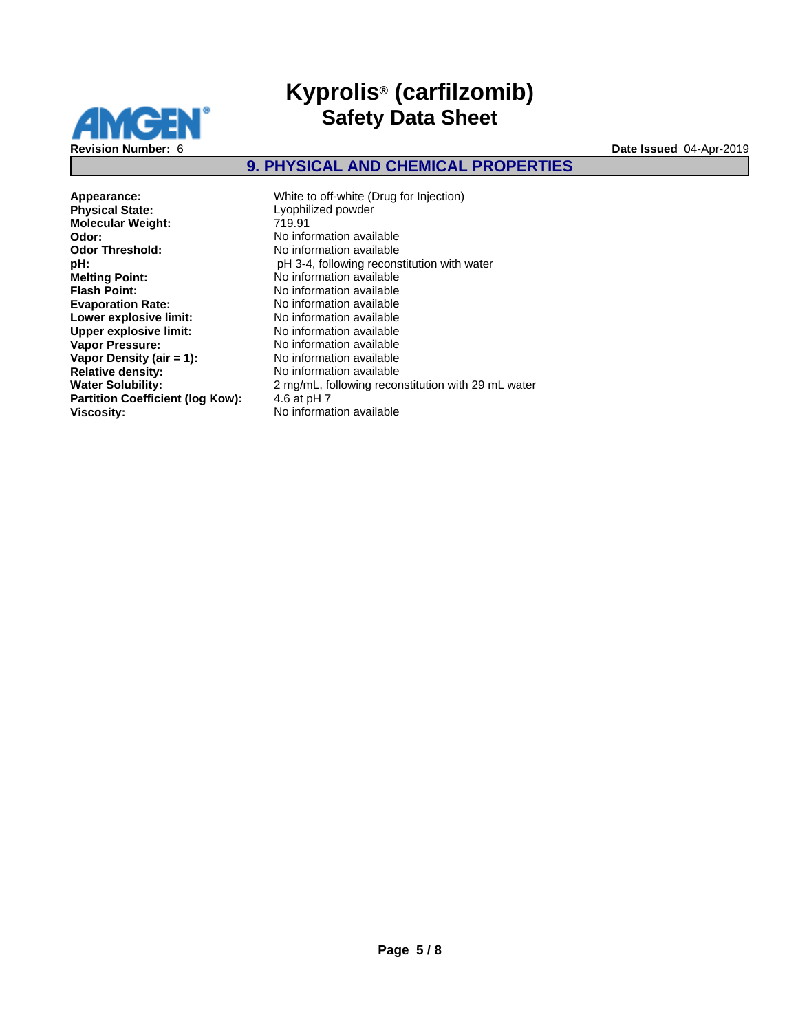## 9. PHYSICAL AND CHEMICAL PROPERTIES

| | |
|---|---|
| **Appearance:** | White to off-white (Drug for Injection) |
| **Physical State:** | Lyophilized powder |
| **Molecular Weight:** | 719.91 |
| **Odor:** | No information available |
| **Odor Threshold:** | No information available |
| **pH:** | pH 3-4, following reconstitution with water |
| **Melting Point:** | No information available |
| **Flash Point:** | No information available |
| **Evaporation Rate:** | No information available |
| **Lower explosive limit:** | No information available |
| **Upper explosive limit:** | No information available |
| **Vapor Pressure:** | No information available |
| **Vapor Density (air = 1):** | No information available |
| **Relative density:** | No information available |
| **Water Solubility:** | 2 mg/mL, following reconstitution with 29 mL water |
| **Partition Coefficient (log Kow):** | 4.6 at pH 7 |
| **Viscosity:** | No information available |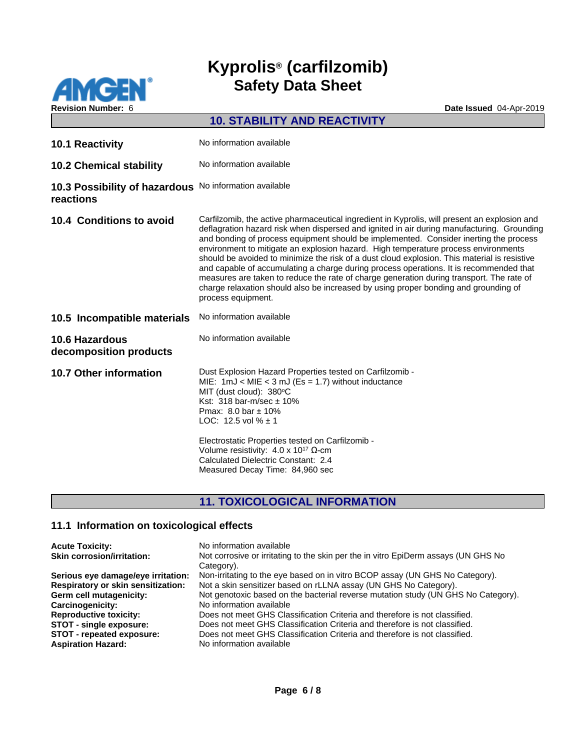## 10. STABILITY AND REACTIVITY

| | |
|---|---|
| **10.1 Reactivity** | No information available |
| **10.2 Chemical stability** | No information available |
| **10.3 Possibility of hazardous reactions** | No information available |
| **10.4 Conditions to avoid** | Carfilzomib, the active pharmaceutical ingredient in Kyprolis, will present an explosion and deflagration hazard risk when dispersed and ignited in air during manufacturing. Grounding and bonding of process equipment should be implemented. Consider inerting the process environment to mitigate an explosion hazard. High temperature process environments should be avoided to minimize the risk of a dust cloud explosion. This material is resistive and capable of accumulating a charge during process operations. It is recommended that measures are taken to reduce the rate of charge generation during transport. The rate of charge relaxation should also be increased by using proper bonding and grounding of process equipment. |
| **10.5 Incompatible materials** | No information available |
| **10.6 Hazardous decomposition products** | No information available |
| **10.7 Other information** | Dust Explosion Hazard Properties tested on Carfilzomib -<br>MIE: 1mJ < MIE < 3 mJ (Es = 1.7) without inductance<br>MIT (dust cloud): 380°C<br>Kst: 318 bar-m/sec ± 10%<br>Pmax: 8.0 bar ± 10%<br>LOC: 12.5 vol % ± 1<br><br>Electrostatic Properties tested on Carfilzomib -<br>Volume resistivity: $4.0 \times 10^{17}$ Ω-cm<br>Calculated Dielectric Constant: 2.4<br>Measured Decay Time: 84,960 sec |

## 11. TOXICOLOGICAL INFORMATION

### 11.1 Information on toxicological effects

| | |
|---|---|
| **Acute Toxicity:** | No information available |
| **Skin corrosion/irritation:** | Not corrosive or irritating to the skin per the in vitro EpiDerm assays (UN GHS No Category). |
| **Serious eye damage/eye irritation:** | Non-irritating to the eye based on in vitro BCOP assay (UN GHS No Category). |
| **Respiratory or skin sensitization:** | Not a skin sensitizer based on rLLNA assay (UN GHS No Category). |
| **Germ cell mutagenicity:** | Not genotoxic based on the bacterial reverse mutation study (UN GHS No Category). |
| **Carcinogenicity:** | No information available |
| **Reproductive toxicity:** | Does not meet GHS Classification Criteria and therefore is not classified. |
| **STOT - single exposure:** | Does not meet GHS Classification Criteria and therefore is not classified. |
| **STOT - repeated exposure:** | Does not meet GHS Classification Criteria and therefore is not classified. |
| **Aspiration Hazard:** | No information available |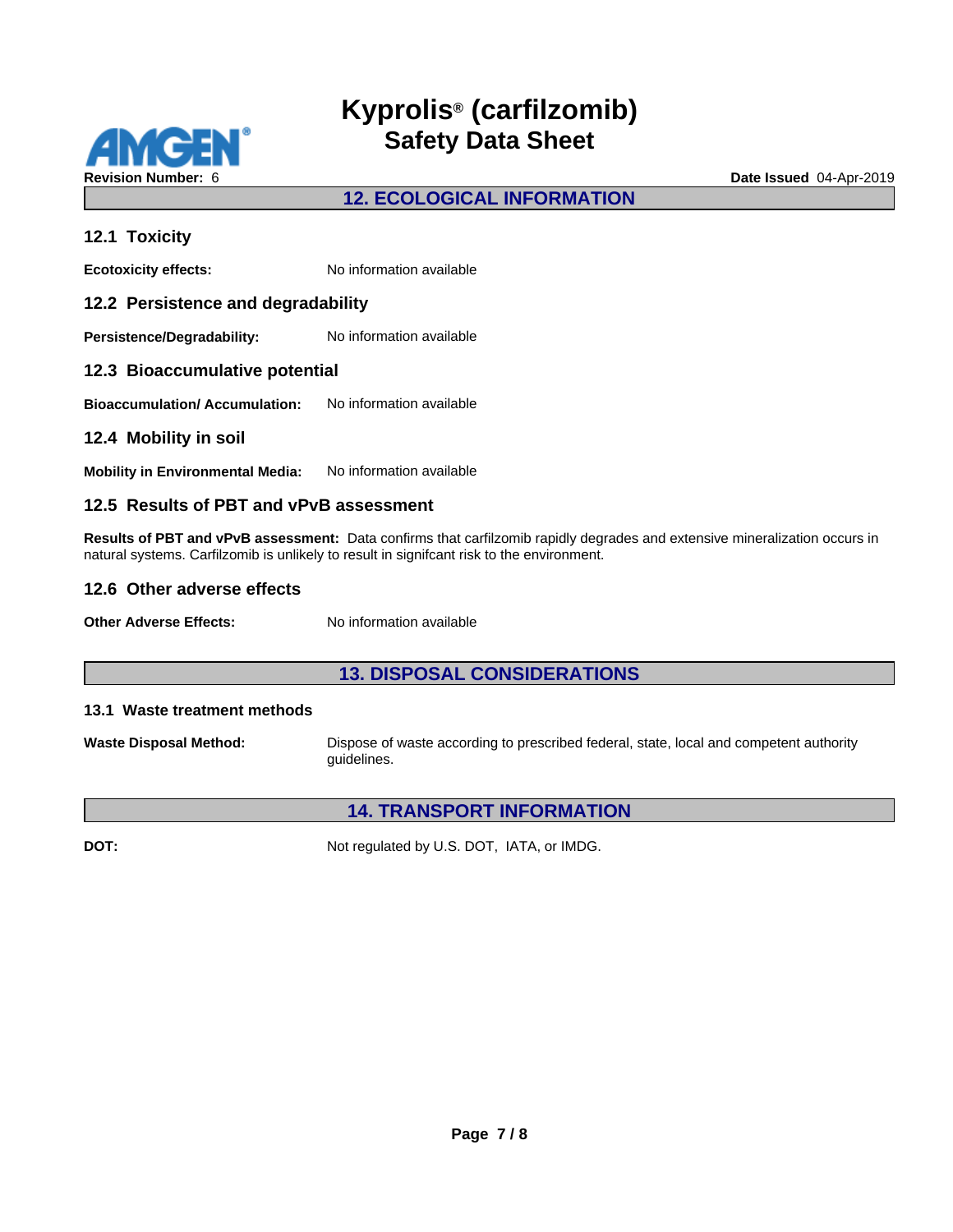## 12. ECOLOGICAL INFORMATION

### 12.1 Toxicity

**Ecotoxicity effects:** No information available

### 12.2 Persistence and degradability

**Persistence/Degradability:** No information available

### 12.3 Bioaccumulative potential

**Bioaccumulation/ Accumulation:** No information available

### 12.4 Mobility in soil

**Mobility in Environmental Media:** No information available

### 12.5 Results of PBT and vPvB assessment

**Results of PBT and vPvB assessment:** Data confirms that carfilzomib rapidly degrades and extensive mineralization occurs in natural systems. Carfilzomib is unlikely to result in signifcant risk to the environment.

### 12.6 Other adverse effects

**Other Adverse Effects:** No information available

## 13. DISPOSAL CONSIDERATIONS

### 13.1 Waste treatment methods

**Waste Disposal Method:** Dispose of waste according to prescribed federal, state, local and competent authority guidelines.

## 14. TRANSPORT INFORMATION

**DOT:** Not regulated by U.S. DOT, IATA, or IMDG.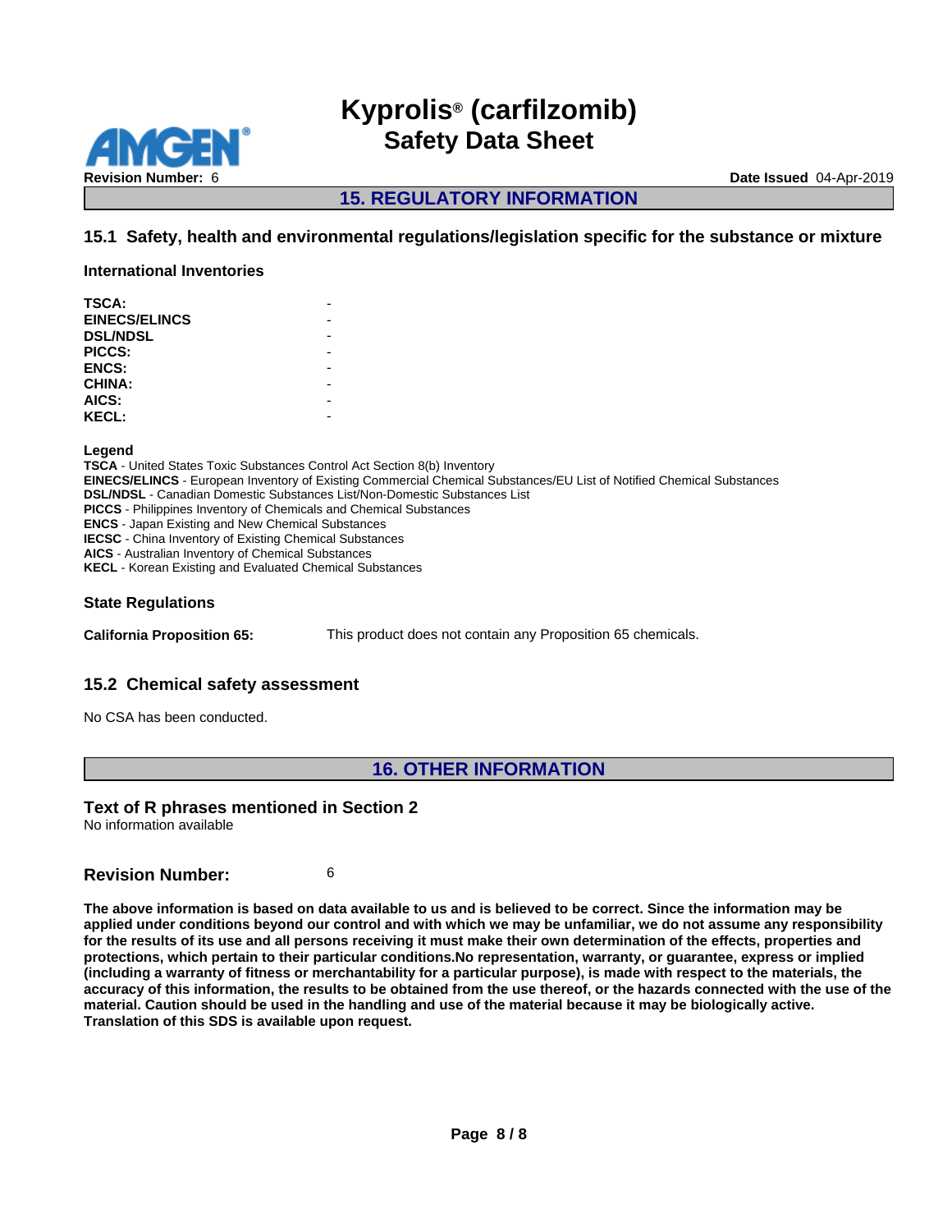## 15. REGULATORY INFORMATION

### 15.1 Safety, health and environmental regulations/legislation specific for the substance or mixture

**International Inventories**

| | |
|---|---|
| **TSCA:** | - |
| **EINECS/ELINCS** | - |
| **DSL/NDSL** | - |
| **PICCS:** | - |
| **ENCS:** | - |
| **CHINA:** | - |
| **AICS:** | - |
| **KECL:** | - |

**Legend**

**TSCA** - United States Toxic Substances Control Act Section 8(b) Inventory
**EINECS/ELINCS** - European Inventory of Existing Commercial Chemical Substances/EU List of Notified Chemical Substances
**DSL/NDSL** - Canadian Domestic Substances List/Non-Domestic Substances List
**PICCS** - Philippines Inventory of Chemicals and Chemical Substances
**ENCS** - Japan Existing and New Chemical Substances
**IECSC** - China Inventory of Existing Chemical Substances
**AICS** - Australian Inventory of Chemical Substances
**KECL** - Korean Existing and Evaluated Chemical Substances

**State Regulations**

**California Proposition 65:** This product does not contain any Proposition 65 chemicals.

### 15.2 Chemical safety assessment

No CSA has been conducted.

## 16. OTHER INFORMATION

**Text of R phrases mentioned in Section 2**
No information available

**Revision Number:** 6

**The above information is based on data available to us and is believed to be correct. Since the information may be applied under conditions beyond our control and with which we may be unfamiliar, we do not assume any responsibility for the results of its use and all persons receiving it must make their own determination of the effects, properties and protections, which pertain to their particular conditions.No representation, warranty, or guarantee, express or implied (including a warranty of fitness or merchantability for a particular purpose), is made with respect to the materials, the accuracy of this information, the results to be obtained from the use thereof, or the hazards connected with the use of the material. Caution should be used in the handling and use of the material because it may be biologically active. Translation of this SDS is available upon request.**